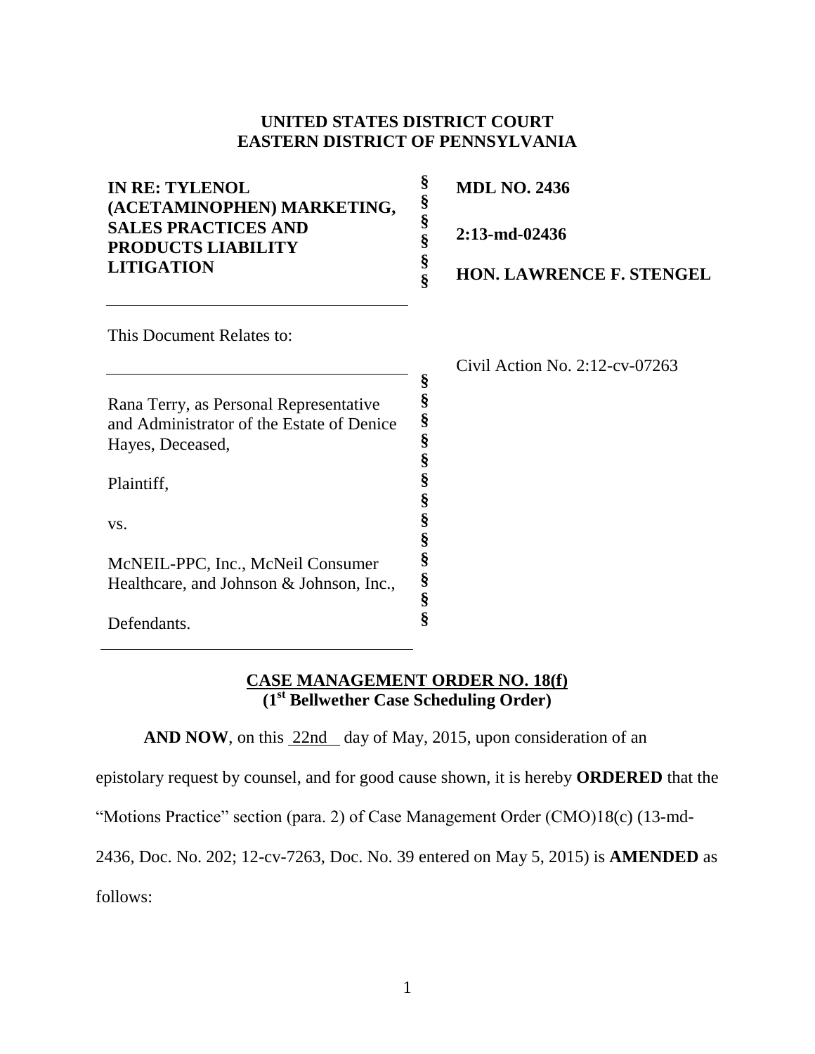**UNITED STATES DISTRICT COURT**
**EASTERN DISTRICT OF PENNSYLVANIA**

| | | |
|---|---|---|
| **IN RE: TYLENOL (ACETAMINOPHEN) MARKETING, SALES PRACTICES AND PRODUCTS LIABILITY LITIGATION** | §<br>§<br>§<br>§<br>§<br>§ | **MDL NO. 2436**<br><br>**2:13-md-02436**<br><br>**HON. LAWRENCE F. STENGEL** |

This Document Relates to:

| | | |
|---|---|---|
| Rana Terry, as Personal Representative and Administrator of the Estate of Denice Hayes, Deceased,<br><br>Plaintiff,<br><br>vs.<br><br>McNEIL-PPC, Inc., McNeil Consumer Healthcare, and Johnson & Johnson, Inc.,<br><br>Defendants. | §<br>§<br>§<br>§<br>§<br>§<br>§<br>§<br>§<br>§<br>§<br>§<br>§ | Civil Action No. 2:12-cv-07263 |

**CASE MANAGEMENT ORDER NO. 18(f)**
**(1st Bellwether Case Scheduling Order)**

**AND NOW**, on this 22nd day of May, 2015, upon consideration of an epistolary request by counsel, and for good cause shown, it is hereby **ORDERED** that the "Motions Practice" section (para. 2) of Case Management Order (CMO)18(c) (13-md-2436, Doc. No. 202; 12-cv-7263, Doc. No. 39 entered on May 5, 2015) is **AMENDED** as follows: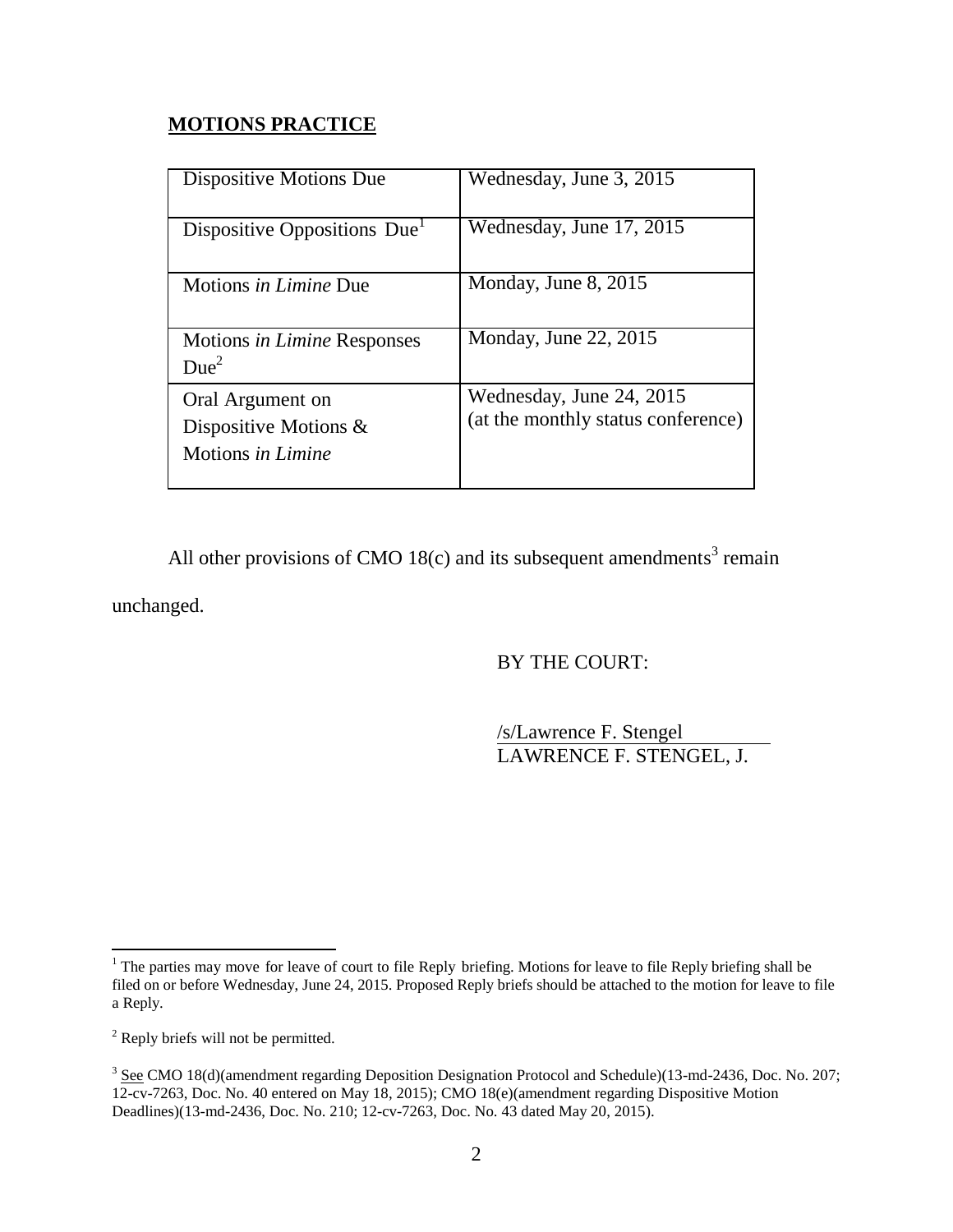## **MOTIONS PRACTICE**

| | |
|---|---|
| Dispositive Motions Due | Wednesday, June 3, 2015 |
| Dispositive Oppositions Due[1] | Wednesday, June 17, 2015 |
| Motions *in Limine* Due | Monday, June 8, 2015 |
| Motions *in Limine* Responses Due[2] | Monday, June 22, 2015 |
| Oral Argument on Dispositive Motions & Motions *in Limine* | Wednesday, June 24, 2015 (at the monthly status conference) |

All other provisions of CMO 18(c) and its subsequent amendments[3] remain unchanged.

BY THE COURT:

/s/Lawrence F. Stengel
LAWRENCE F. STENGEL, J.

---

[1] The parties may move for leave of court to file Reply briefing. Motions for leave to file Reply briefing shall be filed on or before Wednesday, June 24, 2015. Proposed Reply briefs should be attached to the motion for leave to file a Reply.

[2] Reply briefs will not be permitted.

[3] See CMO 18(d)(amendment regarding Deposition Designation Protocol and Schedule)(13-md-2436, Doc. No. 207; 12-cv-7263, Doc. No. 40 entered on May 18, 2015); CMO 18(e)(amendment regarding Dispositive Motion Deadlines)(13-md-2436, Doc. No. 210; 12-cv-7263, Doc. No. 43 dated May 20, 2015).